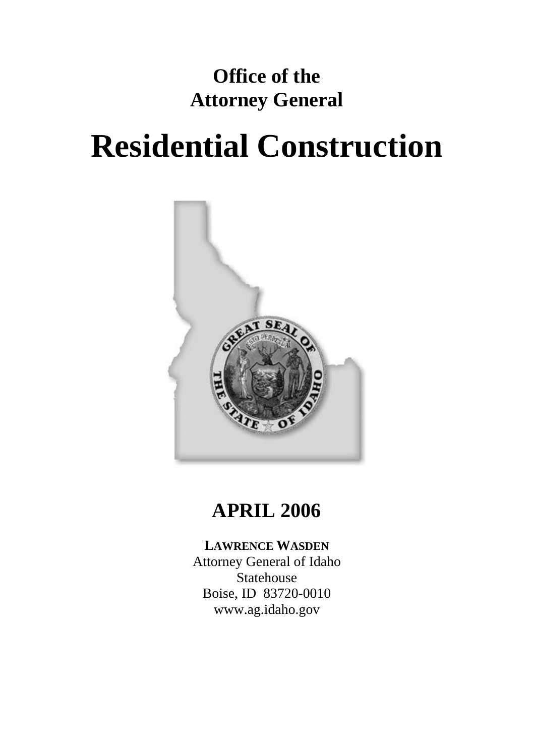**Office of the**
**Attorney General**

# Residential Construction

## APRIL 2006

**LAWRENCE WASDEN**
Attorney General of Idaho
Statehouse
Boise, ID 83720-0010
www.ag.idaho.gov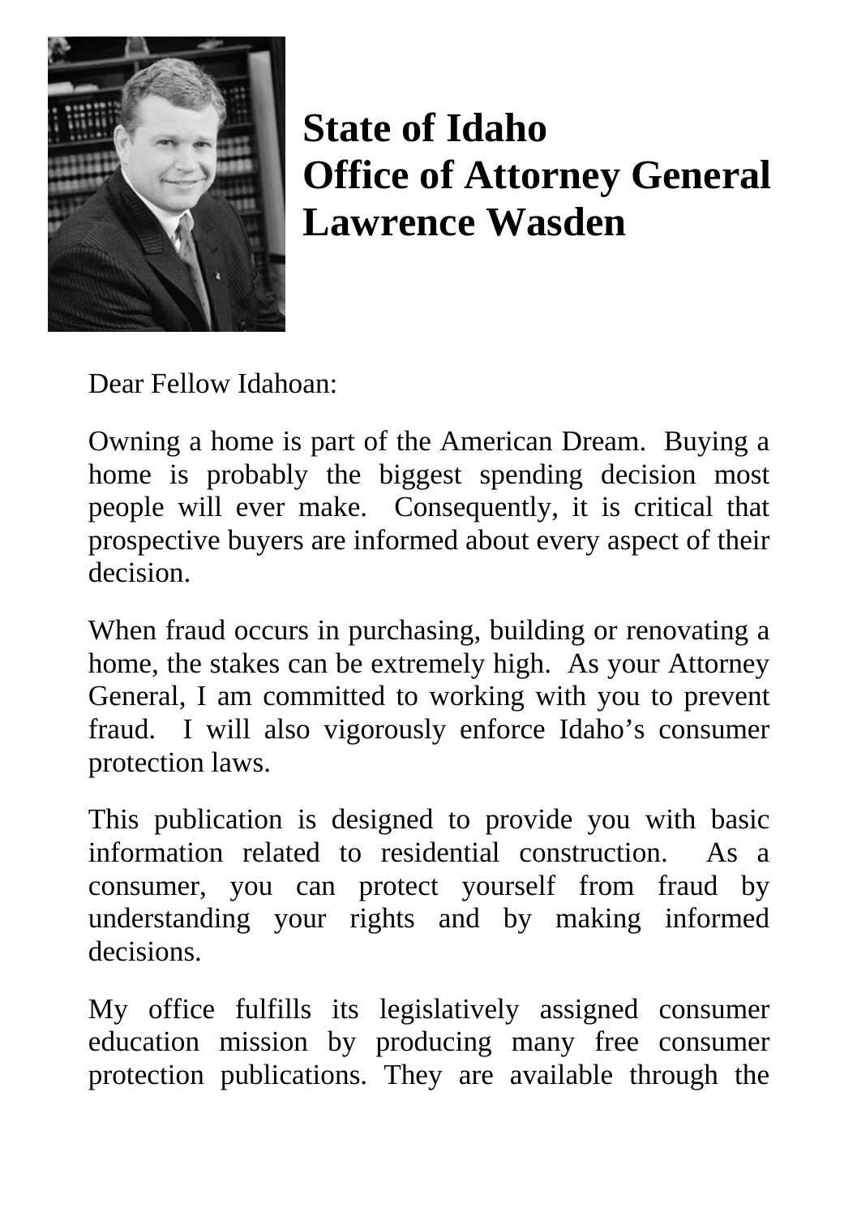# State of Idaho
# Office of Attorney General
# Lawrence Wasden

Dear Fellow Idahoan:

Owning a home is part of the American Dream. Buying a home is probably the biggest spending decision most people will ever make. Consequently, it is critical that prospective buyers are informed about every aspect of their decision.

When fraud occurs in purchasing, building or renovating a home, the stakes can be extremely high. As your Attorney General, I am committed to working with you to prevent fraud. I will also vigorously enforce Idaho's consumer protection laws.

This publication is designed to provide you with basic information related to residential construction. As a consumer, you can protect yourself from fraud by understanding your rights and by making informed decisions.

My office fulfills its legislatively assigned consumer education mission by producing many free consumer protection publications. They are available through the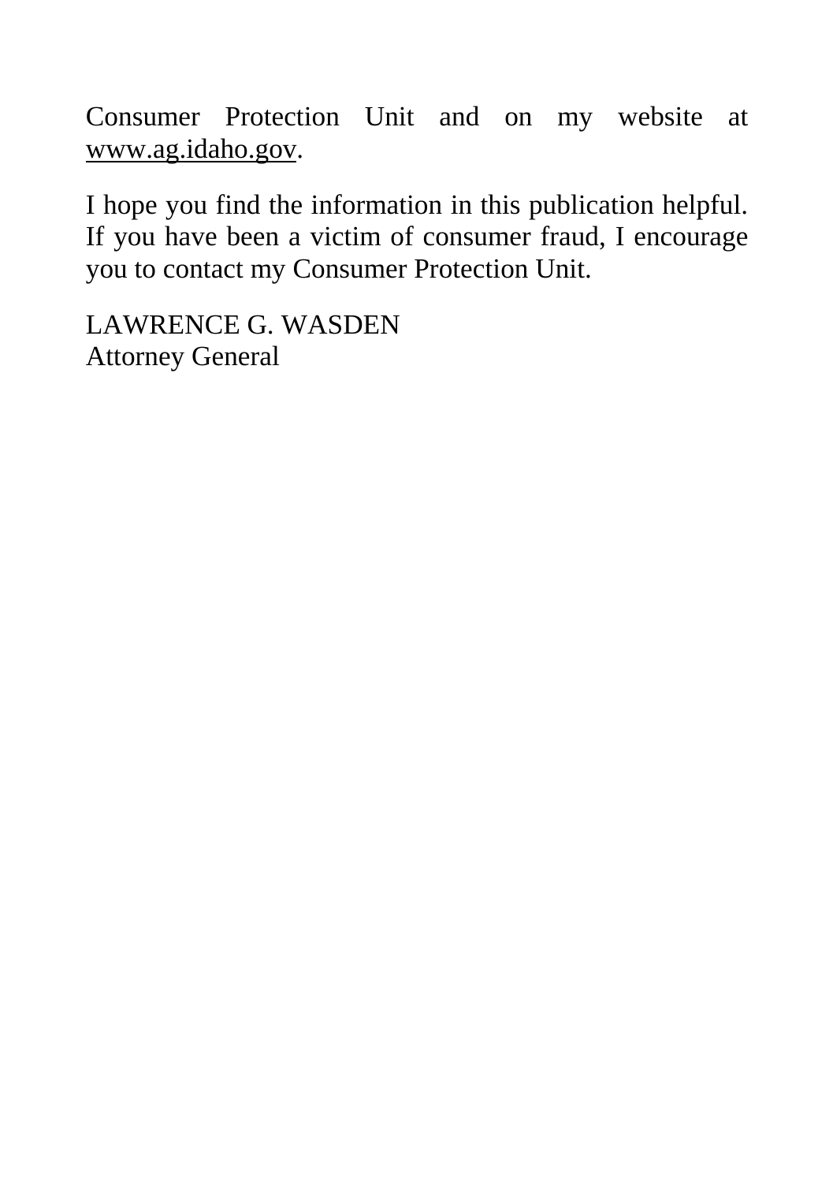Consumer Protection Unit and on my website at www.ag.idaho.gov.

I hope you find the information in this publication helpful. If you have been a victim of consumer fraud, I encourage you to contact my Consumer Protection Unit.

LAWRENCE G. WASDEN
Attorney General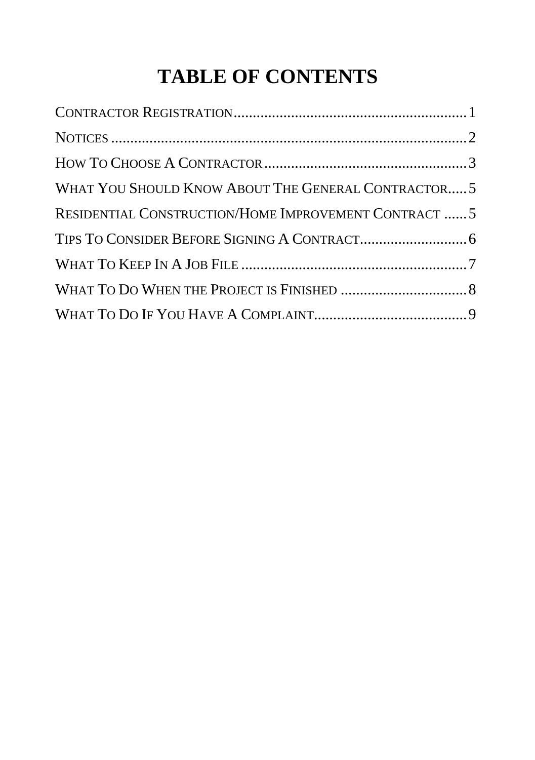# TABLE OF CONTENTS

CONTRACTOR REGISTRATION............................................................1

NOTICES ............................................................................................2

HOW TO CHOOSE A CONTRACTOR......................................................3

WHAT YOU SHOULD KNOW ABOUT THE GENERAL CONTRACTOR.....5

RESIDENTIAL CONSTRUCTION/HOME IMPROVEMENT CONTRACT ......5

TIPS TO CONSIDER BEFORE SIGNING A CONTRACT.............................6

WHAT TO KEEP IN A JOB FILE ............................................................7

WHAT TO DO WHEN THE PROJECT IS FINISHED ..................................8

WHAT TO DO IF YOU HAVE A COMPLAINT.........................................9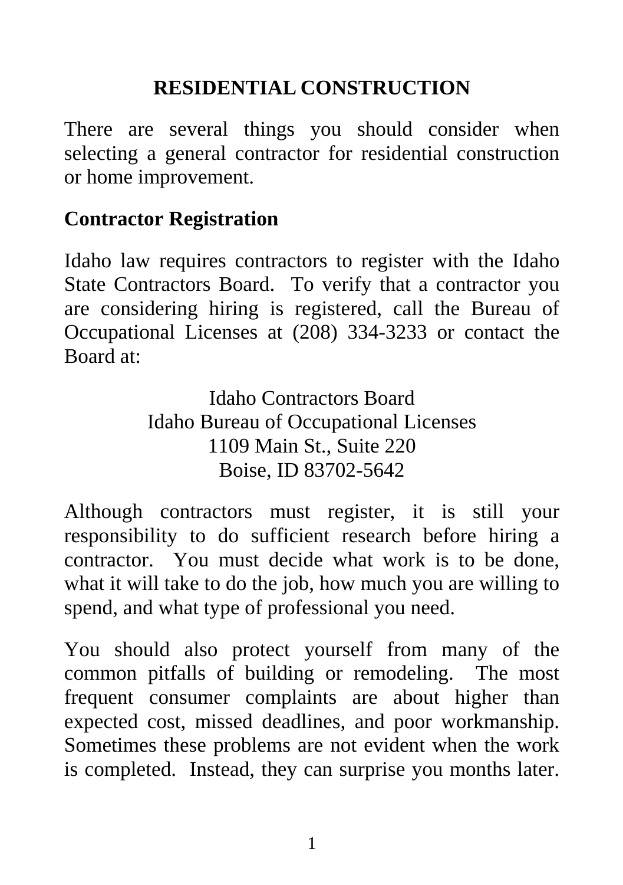# RESIDENTIAL CONSTRUCTION

There are several things you should consider when selecting a general contractor for residential construction or home improvement.

## Contractor Registration

Idaho law requires contractors to register with the Idaho State Contractors Board. To verify that a contractor you are considering hiring is registered, call the Bureau of Occupational Licenses at (208) 334-3233 or contact the Board at:

Idaho Contractors Board
Idaho Bureau of Occupational Licenses
1109 Main St., Suite 220
Boise, ID 83702-5642

Although contractors must register, it is still your responsibility to do sufficient research before hiring a contractor. You must decide what work is to be done, what it will take to do the job, how much you are willing to spend, and what type of professional you need.

You should also protect yourself from many of the common pitfalls of building or remodeling. The most frequent consumer complaints are about higher than expected cost, missed deadlines, and poor workmanship. Sometimes these problems are not evident when the work is completed. Instead, they can surprise you months later.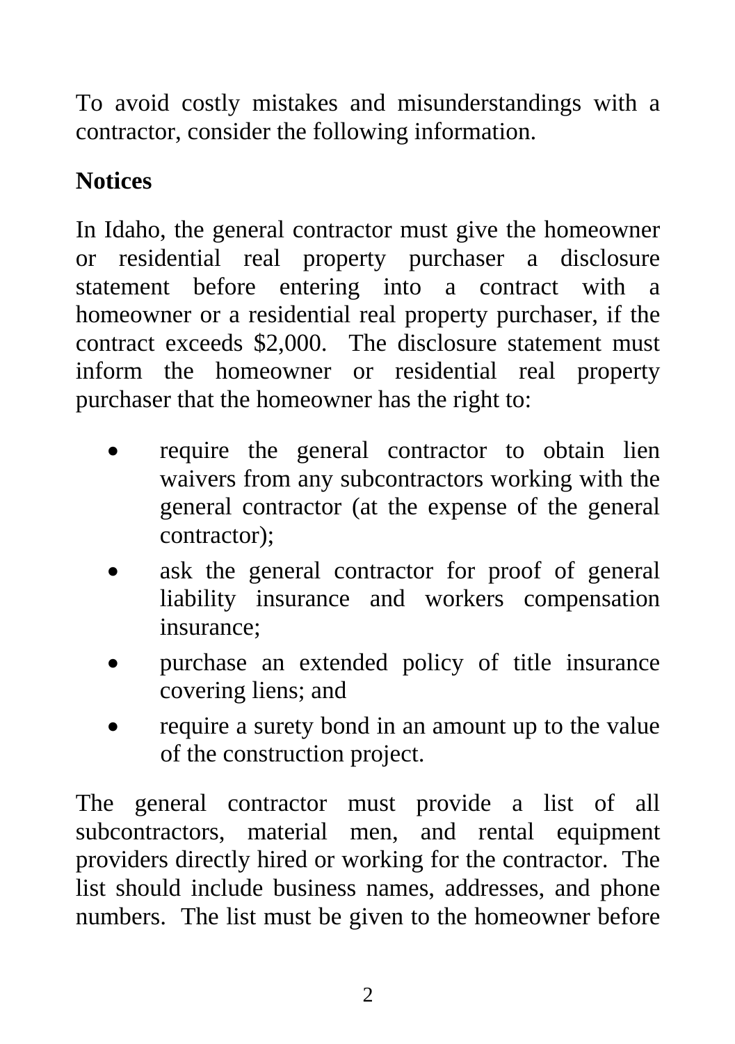To avoid costly mistakes and misunderstandings with a contractor, consider the following information.

## Notices

In Idaho, the general contractor must give the homeowner or residential real property purchaser a disclosure statement before entering into a contract with a homeowner or a residential real property purchaser, if the contract exceeds $2,000. The disclosure statement must inform the homeowner or residential real property purchaser that the homeowner has the right to:

- require the general contractor to obtain lien waivers from any subcontractors working with the general contractor (at the expense of the general contractor);
- ask the general contractor for proof of general liability insurance and workers compensation insurance;
- purchase an extended policy of title insurance covering liens; and
- require a surety bond in an amount up to the value of the construction project.

The general contractor must provide a list of all subcontractors, material men, and rental equipment providers directly hired or working for the contractor. The list should include business names, addresses, and phone numbers. The list must be given to the homeowner before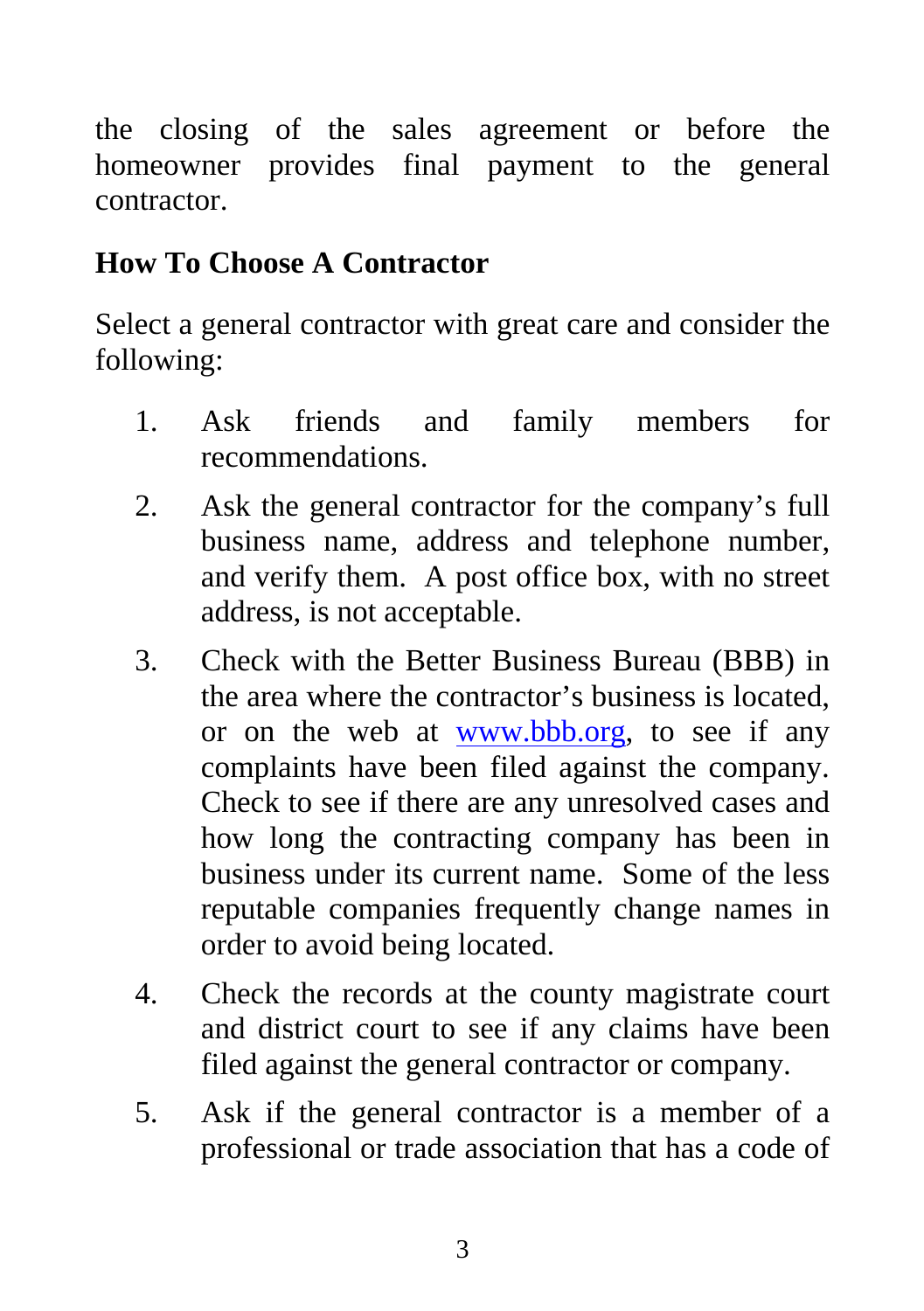the closing of the sales agreement or before the homeowner provides final payment to the general contractor.

## How To Choose A Contractor

Select a general contractor with great care and consider the following:

1. Ask friends and family members for recommendations.
2. Ask the general contractor for the company's full business name, address and telephone number, and verify them. A post office box, with no street address, is not acceptable.
3. Check with the Better Business Bureau (BBB) in the area where the contractor's business is located, or on the web at www.bbb.org, to see if any complaints have been filed against the company. Check to see if there are any unresolved cases and how long the contracting company has been in business under its current name. Some of the less reputable companies frequently change names in order to avoid being located.
4. Check the records at the county magistrate court and district court to see if any claims have been filed against the general contractor or company.
5. Ask if the general contractor is a member of a professional or trade association that has a code of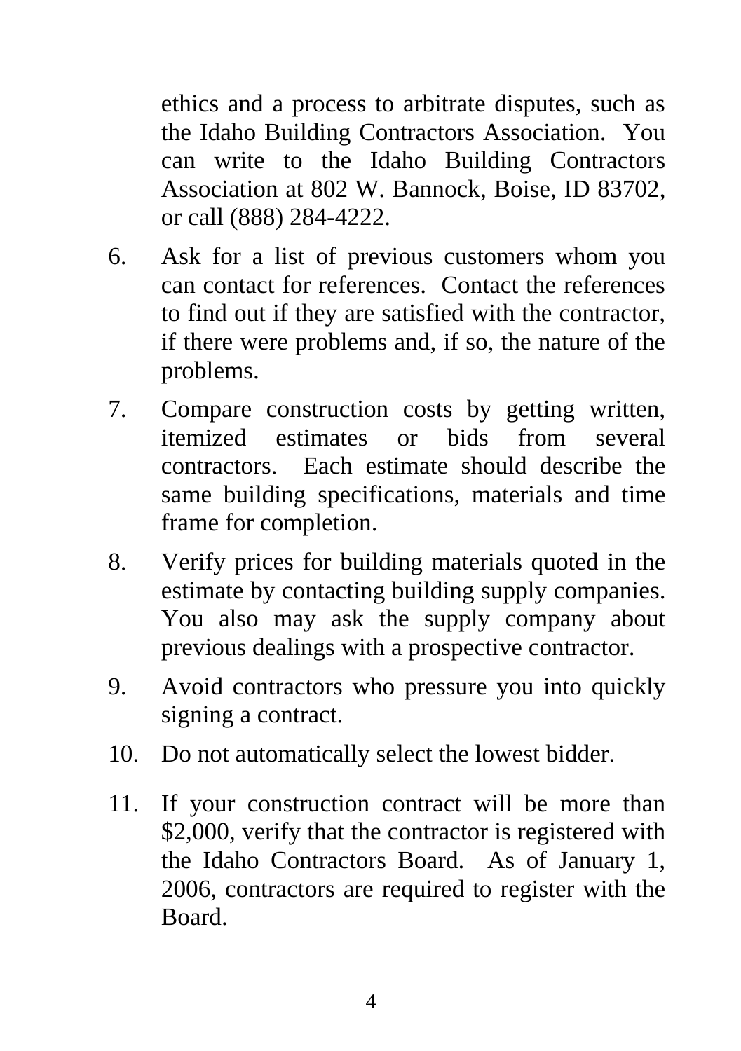ethics and a process to arbitrate disputes, such as the Idaho Building Contractors Association. You can write to the Idaho Building Contractors Association at 802 W. Bannock, Boise, ID 83702, or call (888) 284-4222.

6. Ask for a list of previous customers whom you can contact for references. Contact the references to find out if they are satisfied with the contractor, if there were problems and, if so, the nature of the problems.

7. Compare construction costs by getting written, itemized estimates or bids from several contractors. Each estimate should describe the same building specifications, materials and time frame for completion.

8. Verify prices for building materials quoted in the estimate by contacting building supply companies. You also may ask the supply company about previous dealings with a prospective contractor.

9. Avoid contractors who pressure you into quickly signing a contract.

10. Do not automatically select the lowest bidder.

11. If your construction contract will be more than $2,000, verify that the contractor is registered with the Idaho Contractors Board. As of January 1, 2006, contractors are required to register with the Board.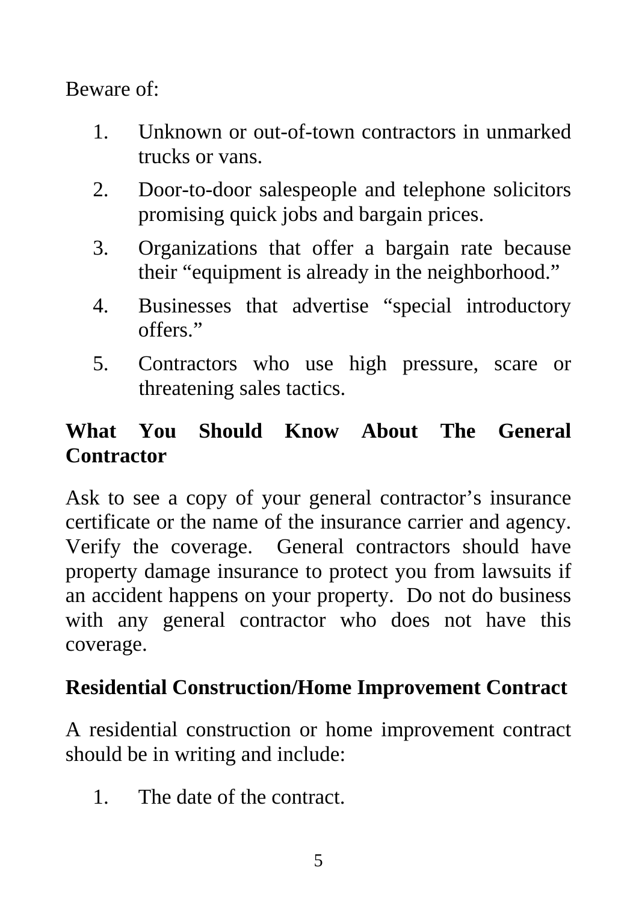Beware of:

1. Unknown or out-of-town contractors in unmarked trucks or vans.
2. Door-to-door salespeople and telephone solicitors promising quick jobs and bargain prices.
3. Organizations that offer a bargain rate because their "equipment is already in the neighborhood."
4. Businesses that advertise "special introductory offers."
5. Contractors who use high pressure, scare or threatening sales tactics.

## What You Should Know About The General Contractor

Ask to see a copy of your general contractor's insurance certificate or the name of the insurance carrier and agency. Verify the coverage. General contractors should have property damage insurance to protect you from lawsuits if an accident happens on your property. Do not do business with any general contractor who does not have this coverage.

## Residential Construction/Home Improvement Contract

A residential construction or home improvement contract should be in writing and include:

1. The date of the contract.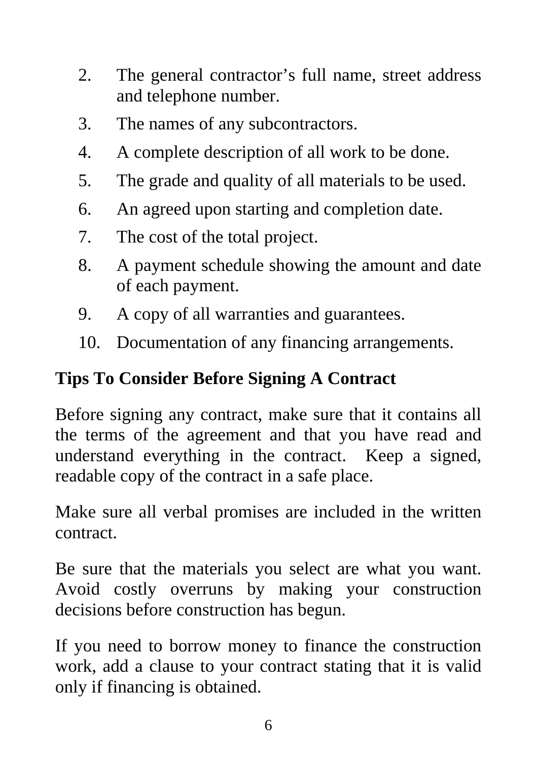2. The general contractor's full name, street address and telephone number.
3. The names of any subcontractors.
4. A complete description of all work to be done.
5. The grade and quality of all materials to be used.
6. An agreed upon starting and completion date.
7. The cost of the total project.
8. A payment schedule showing the amount and date of each payment.
9. A copy of all warranties and guarantees.
10. Documentation of any financing arrangements.

## Tips To Consider Before Signing A Contract

Before signing any contract, make sure that it contains all the terms of the agreement and that you have read and understand everything in the contract. Keep a signed, readable copy of the contract in a safe place.

Make sure all verbal promises are included in the written contract.

Be sure that the materials you select are what you want. Avoid costly overruns by making your construction decisions before construction has begun.

If you need to borrow money to finance the construction work, add a clause to your contract stating that it is valid only if financing is obtained.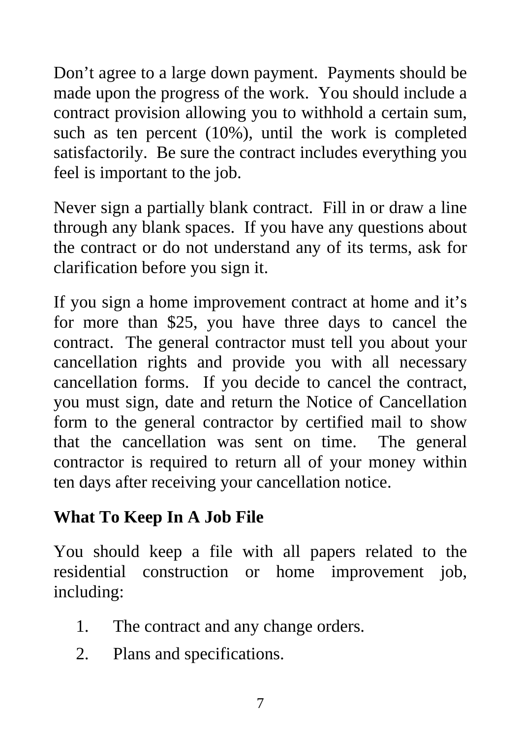Don't agree to a large down payment. Payments should be made upon the progress of the work. You should include a contract provision allowing you to withhold a certain sum, such as ten percent (10%), until the work is completed satisfactorily. Be sure the contract includes everything you feel is important to the job.

Never sign a partially blank contract. Fill in or draw a line through any blank spaces. If you have any questions about the contract or do not understand any of its terms, ask for clarification before you sign it.

If you sign a home improvement contract at home and it's for more than $25, you have three days to cancel the contract. The general contractor must tell you about your cancellation rights and provide you with all necessary cancellation forms. If you decide to cancel the contract, you must sign, date and return the Notice of Cancellation form to the general contractor by certified mail to show that the cancellation was sent on time. The general contractor is required to return all of your money within ten days after receiving your cancellation notice.

**What To Keep In A Job File**

You should keep a file with all papers related to the residential construction or home improvement job, including:

1. The contract and any change orders.
2. Plans and specifications.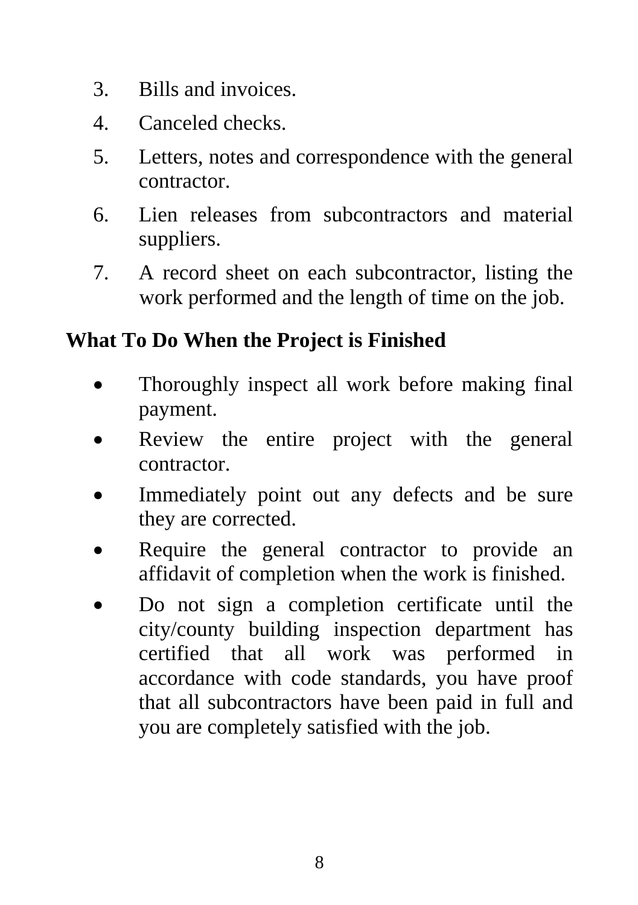3. Bills and invoices.
4. Canceled checks.
5. Letters, notes and correspondence with the general contractor.
6. Lien releases from subcontractors and material suppliers.
7. A record sheet on each subcontractor, listing the work performed and the length of time on the job.

## What To Do When the Project is Finished

- Thoroughly inspect all work before making final payment.
- Review the entire project with the general contractor.
- Immediately point out any defects and be sure they are corrected.
- Require the general contractor to provide an affidavit of completion when the work is finished.
- Do not sign a completion certificate until the city/county building inspection department has certified that all work was performed in accordance with code standards, you have proof that all subcontractors have been paid in full and you are completely satisfied with the job.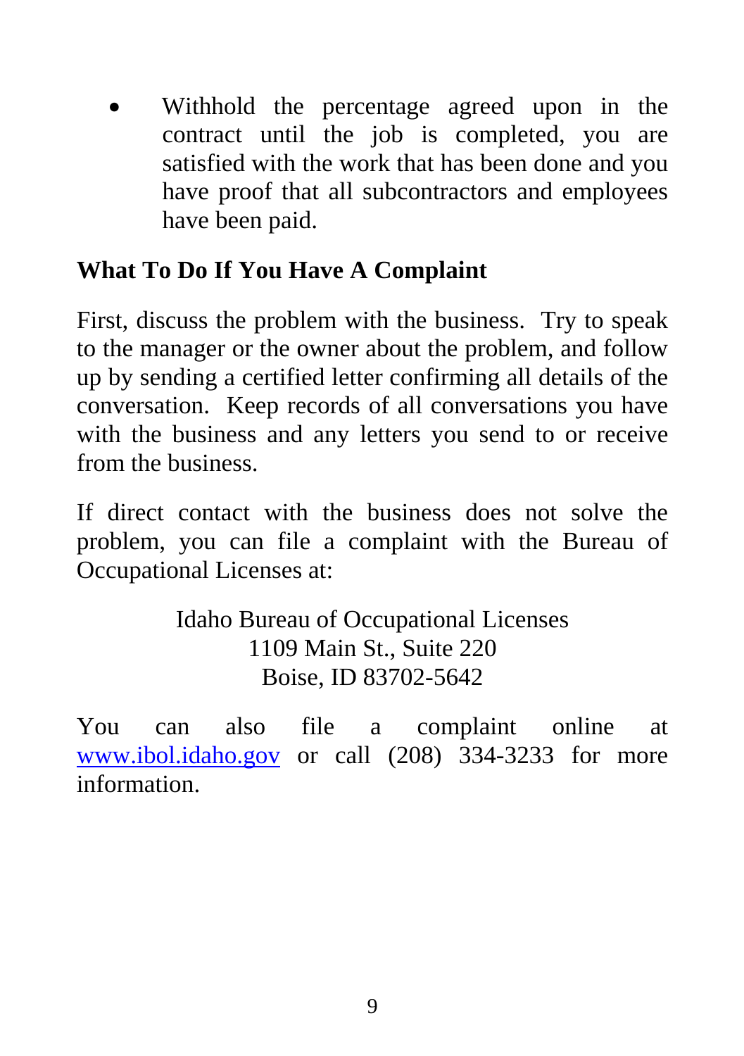- Withhold the percentage agreed upon in the contract until the job is completed, you are satisfied with the work that has been done and you have proof that all subcontractors and employees have been paid.

## What To Do If You Have A Complaint

First, discuss the problem with the business. Try to speak to the manager or the owner about the problem, and follow up by sending a certified letter confirming all details of the conversation. Keep records of all conversations you have with the business and any letters you send to or receive from the business.

If direct contact with the business does not solve the problem, you can file a complaint with the Bureau of Occupational Licenses at:

Idaho Bureau of Occupational Licenses
1109 Main St., Suite 220
Boise, ID 83702-5642

You can also file a complaint online at [www.ibol.idaho.gov](http://www.ibol.idaho.gov) or call (208) 334-3233 for more information.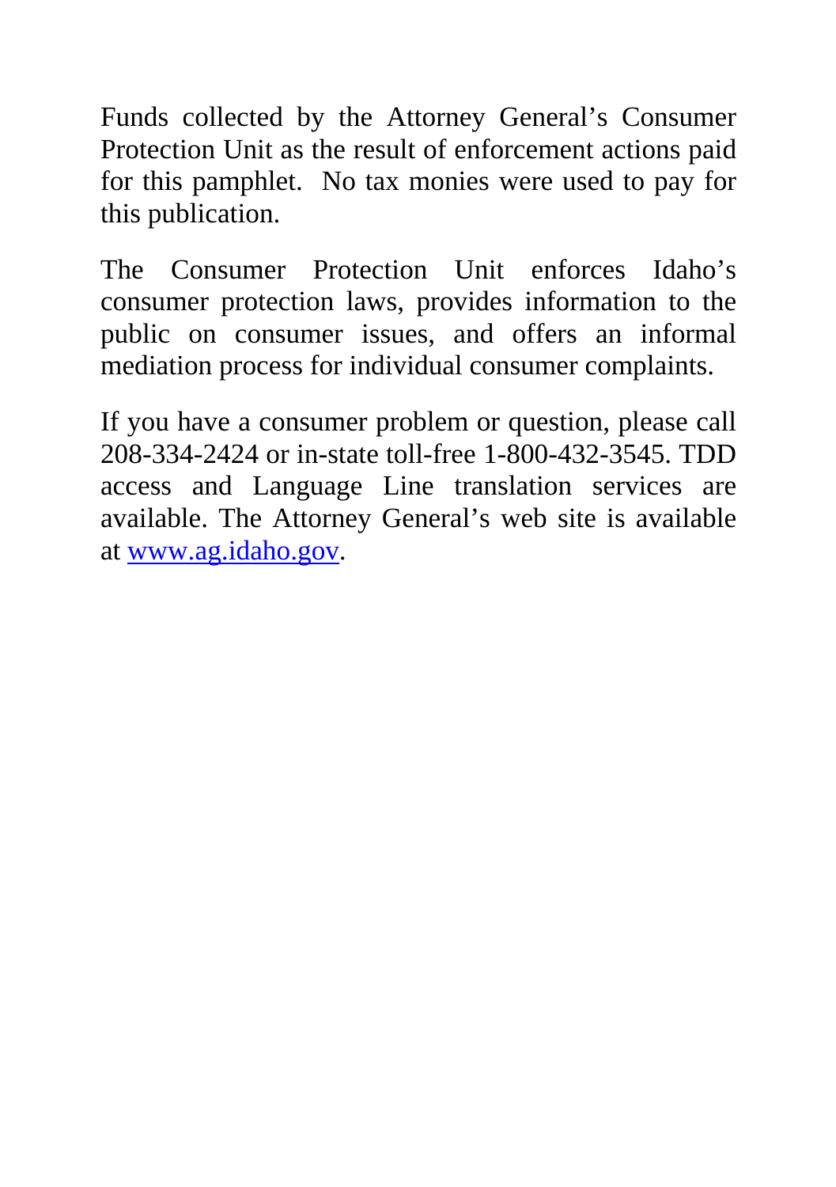Funds collected by the Attorney General's Consumer Protection Unit as the result of enforcement actions paid for this pamphlet. No tax monies were used to pay for this publication.

The Consumer Protection Unit enforces Idaho's consumer protection laws, provides information to the public on consumer issues, and offers an informal mediation process for individual consumer complaints.

If you have a consumer problem or question, please call 208-334-2424 or in-state toll-free 1-800-432-3545. TDD access and Language Line translation services are available. The Attorney General's web site is available at www.ag.idaho.gov.